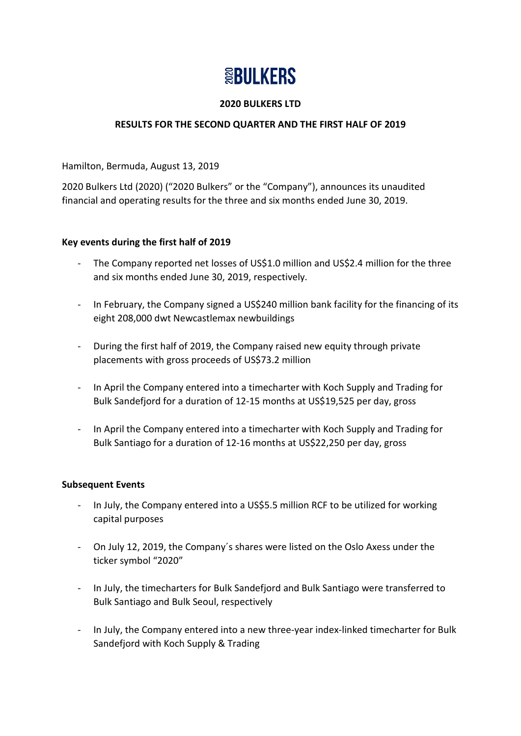# 2020 BULKERS

**2020 BULKERS LTD**

**RESULTS FOR THE SECOND QUARTER AND THE FIRST HALF OF 2019**

Hamilton, Bermuda, August 13, 2019

2020 Bulkers Ltd (2020) ("2020 Bulkers" or the "Company"), announces its unaudited financial and operating results for the three and six months ended June 30, 2019.

## Key events during the first half of 2019

- The Company reported net losses of US$1.0 million and US$2.4 million for the three and six months ended June 30, 2019, respectively.
- In February, the Company signed a US$240 million bank facility for the financing of its eight 208,000 dwt Newcastlemax newbuildings
- During the first half of 2019, the Company raised new equity through private placements with gross proceeds of US$73.2 million
- In April the Company entered into a timecharter with Koch Supply and Trading for Bulk Sandefjord for a duration of 12-15 months at US$19,525 per day, gross
- In April the Company entered into a timecharter with Koch Supply and Trading for Bulk Santiago for a duration of 12-16 months at US$22,250 per day, gross

## Subsequent Events

- In July, the Company entered into a US$5.5 million RCF to be utilized for working capital purposes
- On July 12, 2019, the Company´s shares were listed on the Oslo Axess under the ticker symbol "2020"
- In July, the timecharters for Bulk Sandefjord and Bulk Santiago were transferred to Bulk Santiago and Bulk Seoul, respectively
- In July, the Company entered into a new three-year index-linked timecharter for Bulk Sandefjord with Koch Supply & Trading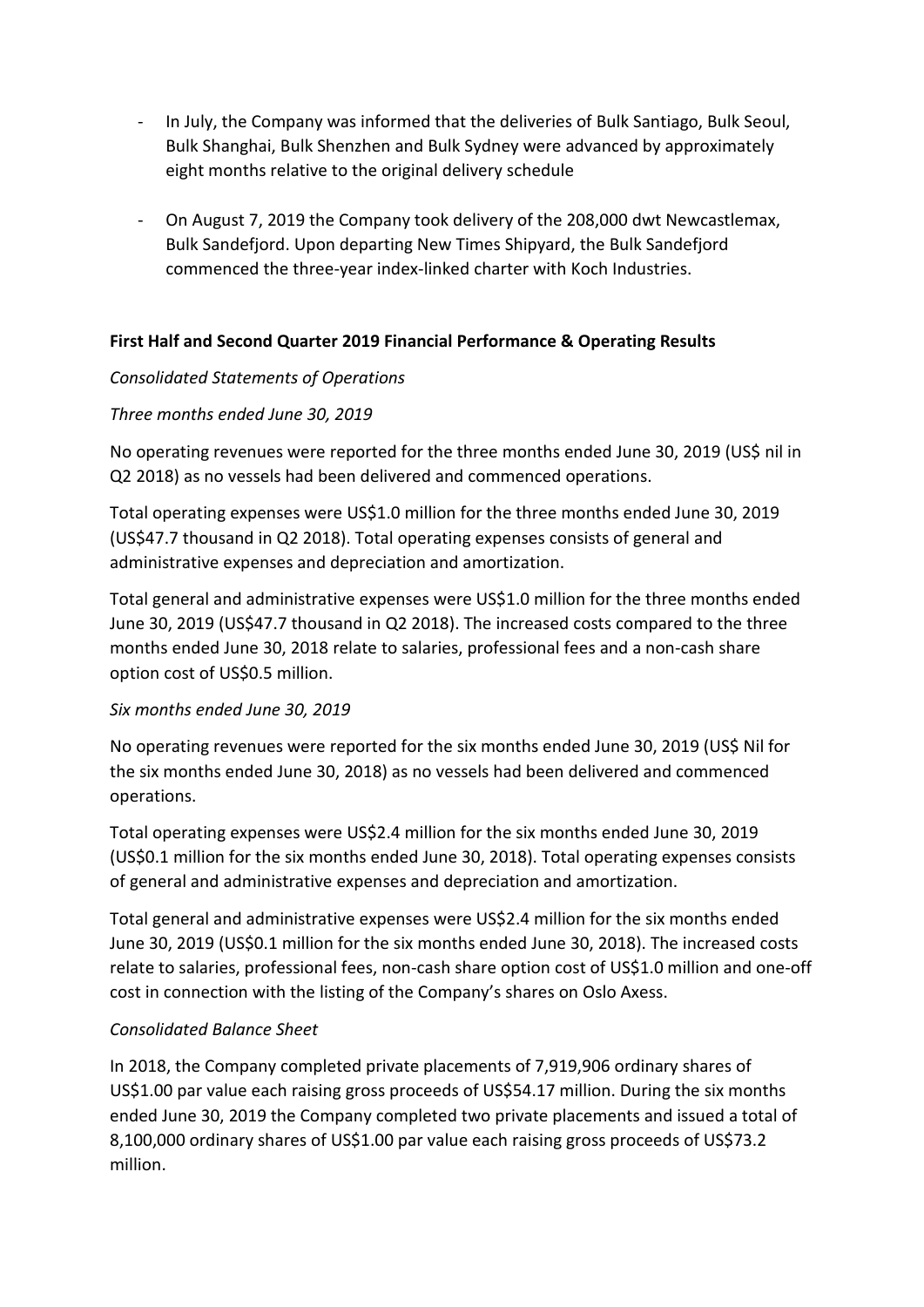- In July, the Company was informed that the deliveries of Bulk Santiago, Bulk Seoul, Bulk Shanghai, Bulk Shenzhen and Bulk Sydney were advanced by approximately eight months relative to the original delivery schedule

- On August 7, 2019 the Company took delivery of the 208,000 dwt Newcastlemax, Bulk Sandefjord. Upon departing New Times Shipyard, the Bulk Sandefjord commenced the three-year index-linked charter with Koch Industries.

**First Half and Second Quarter 2019 Financial Performance & Operating Results**

*Consolidated Statements of Operations*

*Three months ended June 30, 2019*

No operating revenues were reported for the three months ended June 30, 2019 (US$ nil in Q2 2018) as no vessels had been delivered and commenced operations.

Total operating expenses were US$1.0 million for the three months ended June 30, 2019 (US$47.7 thousand in Q2 2018). Total operating expenses consists of general and administrative expenses and depreciation and amortization.

Total general and administrative expenses were US$1.0 million for the three months ended June 30, 2019 (US$47.7 thousand in Q2 2018). The increased costs compared to the three months ended June 30, 2018 relate to salaries, professional fees and a non-cash share option cost of US$0.5 million.

*Six months ended June 30, 2019*

No operating revenues were reported for the six months ended June 30, 2019 (US$ Nil for the six months ended June 30, 2018) as no vessels had been delivered and commenced operations.

Total operating expenses were US$2.4 million for the six months ended June 30, 2019 (US$0.1 million for the six months ended June 30, 2018). Total operating expenses consists of general and administrative expenses and depreciation and amortization.

Total general and administrative expenses were US$2.4 million for the six months ended June 30, 2019 (US$0.1 million for the six months ended June 30, 2018). The increased costs relate to salaries, professional fees, non-cash share option cost of US$1.0 million and one-off cost in connection with the listing of the Company's shares on Oslo Axess.

*Consolidated Balance Sheet*

In 2018, the Company completed private placements of 7,919,906 ordinary shares of US$1.00 par value each raising gross proceeds of US$54.17 million. During the six months ended June 30, 2019 the Company completed two private placements and issued a total of 8,100,000 ordinary shares of US$1.00 par value each raising gross proceeds of US$73.2 million.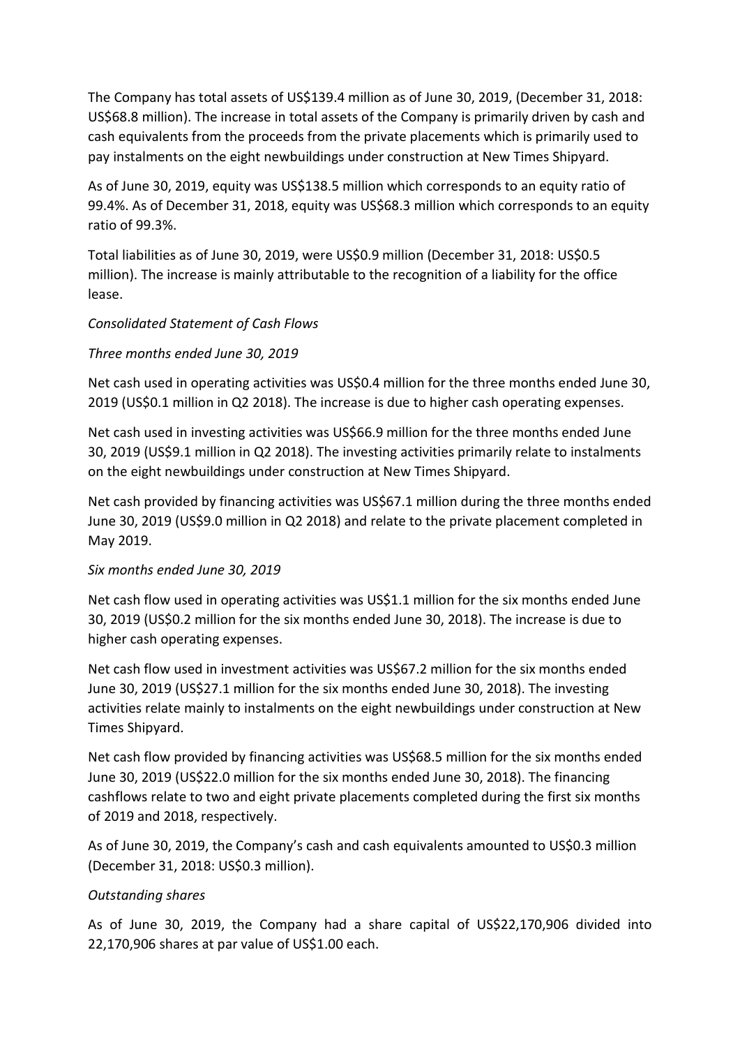The Company has total assets of US$139.4 million as of June 30, 2019, (December 31, 2018: US$68.8 million). The increase in total assets of the Company is primarily driven by cash and cash equivalents from the proceeds from the private placements which is primarily used to pay instalments on the eight newbuildings under construction at New Times Shipyard.

As of June 30, 2019, equity was US$138.5 million which corresponds to an equity ratio of 99.4%. As of December 31, 2018, equity was US$68.3 million which corresponds to an equity ratio of 99.3%.

Total liabilities as of June 30, 2019, were US$0.9 million (December 31, 2018: US$0.5 million). The increase is mainly attributable to the recognition of a liability for the office lease.

*Consolidated Statement of Cash Flows*

*Three months ended June 30, 2019*

Net cash used in operating activities was US$0.4 million for the three months ended June 30, 2019 (US$0.1 million in Q2 2018). The increase is due to higher cash operating expenses.

Net cash used in investing activities was US$66.9 million for the three months ended June 30, 2019 (US$9.1 million in Q2 2018). The investing activities primarily relate to instalments on the eight newbuildings under construction at New Times Shipyard.

Net cash provided by financing activities was US$67.1 million during the three months ended June 30, 2019 (US$9.0 million in Q2 2018) and relate to the private placement completed in May 2019.

*Six months ended June 30, 2019*

Net cash flow used in operating activities was US$1.1 million for the six months ended June 30, 2019 (US$0.2 million for the six months ended June 30, 2018). The increase is due to higher cash operating expenses.

Net cash flow used in investment activities was US$67.2 million for the six months ended June 30, 2019 (US$27.1 million for the six months ended June 30, 2018). The investing activities relate mainly to instalments on the eight newbuildings under construction at New Times Shipyard.

Net cash flow provided by financing activities was US$68.5 million for the six months ended June 30, 2019 (US$22.0 million for the six months ended June 30, 2018). The financing cashflows relate to two and eight private placements completed during the first six months of 2019 and 2018, respectively.

As of June 30, 2019, the Company's cash and cash equivalents amounted to US$0.3 million (December 31, 2018: US$0.3 million).

*Outstanding shares*

As of June 30, 2019, the Company had a share capital of US$22,170,906 divided into 22,170,906 shares at par value of US$1.00 each.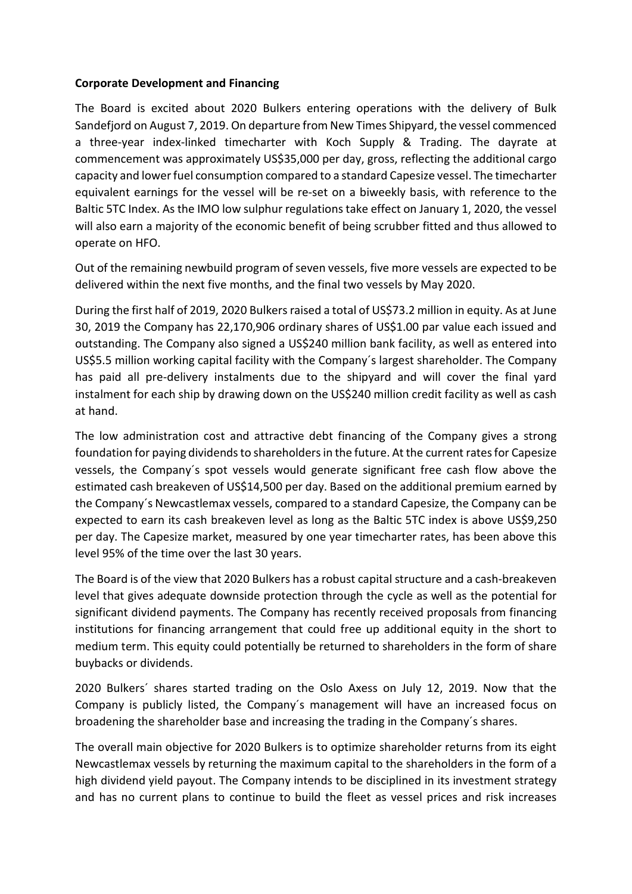**Corporate Development and Financing**

The Board is excited about 2020 Bulkers entering operations with the delivery of Bulk Sandefjord on August 7, 2019. On departure from New Times Shipyard, the vessel commenced a three-year index-linked timecharter with Koch Supply & Trading. The dayrate at commencement was approximately US$35,000 per day, gross, reflecting the additional cargo capacity and lower fuel consumption compared to a standard Capesize vessel. The timecharter equivalent earnings for the vessel will be re-set on a biweekly basis, with reference to the Baltic 5TC Index. As the IMO low sulphur regulations take effect on January 1, 2020, the vessel will also earn a majority of the economic benefit of being scrubber fitted and thus allowed to operate on HFO.

Out of the remaining newbuild program of seven vessels, five more vessels are expected to be delivered within the next five months, and the final two vessels by May 2020.

During the first half of 2019, 2020 Bulkers raised a total of US$73.2 million in equity. As at June 30, 2019 the Company has 22,170,906 ordinary shares of US$1.00 par value each issued and outstanding. The Company also signed a US$240 million bank facility, as well as entered into US$5.5 million working capital facility with the Company´s largest shareholder. The Company has paid all pre-delivery instalments due to the shipyard and will cover the final yard instalment for each ship by drawing down on the US$240 million credit facility as well as cash at hand.

The low administration cost and attractive debt financing of the Company gives a strong foundation for paying dividends to shareholders in the future. At the current rates for Capesize vessels, the Company´s spot vessels would generate significant free cash flow above the estimated cash breakeven of US$14,500 per day. Based on the additional premium earned by the Company´s Newcastlemax vessels, compared to a standard Capesize, the Company can be expected to earn its cash breakeven level as long as the Baltic 5TC index is above US$9,250 per day. The Capesize market, measured by one year timecharter rates, has been above this level 95% of the time over the last 30 years.

The Board is of the view that 2020 Bulkers has a robust capital structure and a cash-breakeven level that gives adequate downside protection through the cycle as well as the potential for significant dividend payments. The Company has recently received proposals from financing institutions for financing arrangement that could free up additional equity in the short to medium term. This equity could potentially be returned to shareholders in the form of share buybacks or dividends.

2020 Bulkers´ shares started trading on the Oslo Axess on July 12, 2019. Now that the Company is publicly listed, the Company´s management will have an increased focus on broadening the shareholder base and increasing the trading in the Company´s shares.

The overall main objective for 2020 Bulkers is to optimize shareholder returns from its eight Newcastlemax vessels by returning the maximum capital to the shareholders in the form of a high dividend yield payout. The Company intends to be disciplined in its investment strategy and has no current plans to continue to build the fleet as vessel prices and risk increases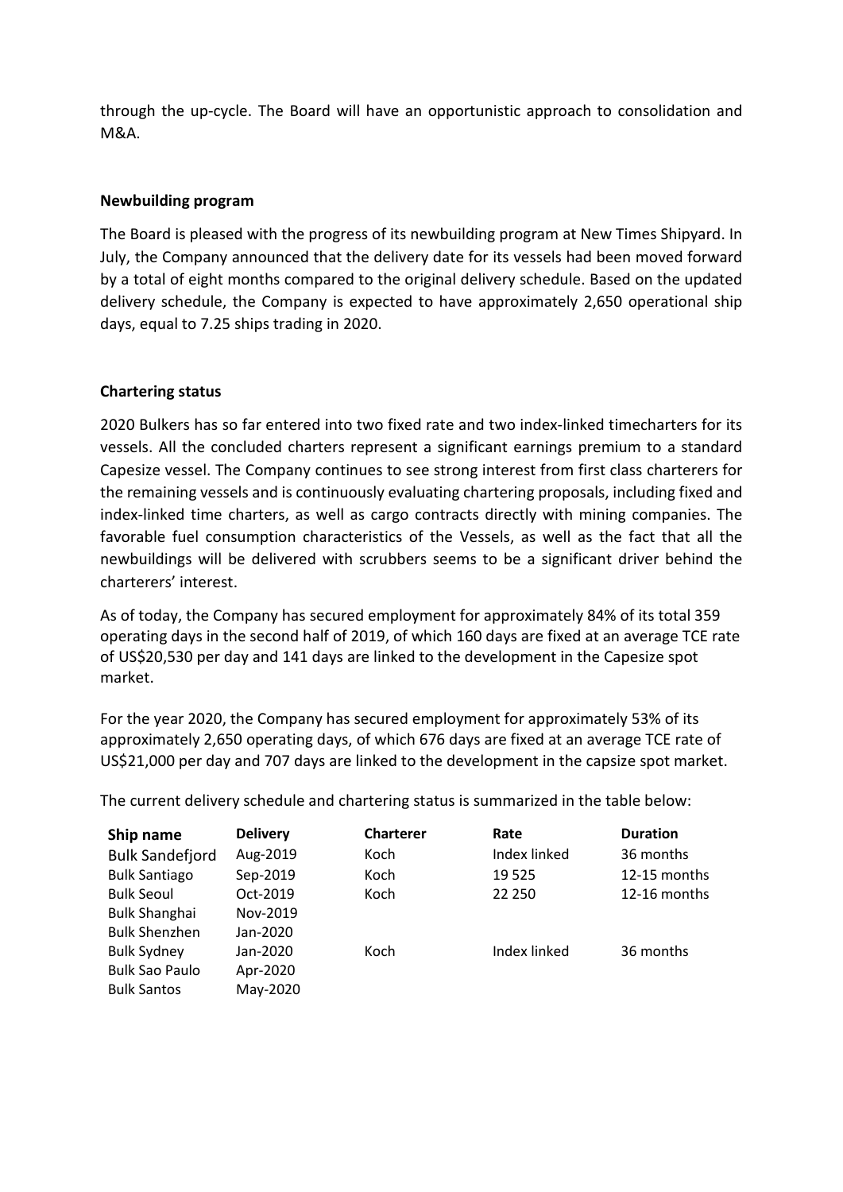through the up-cycle. The Board will have an opportunistic approach to consolidation and M&A.

**Newbuilding program**

The Board is pleased with the progress of its newbuilding program at New Times Shipyard. In July, the Company announced that the delivery date for its vessels had been moved forward by a total of eight months compared to the original delivery schedule. Based on the updated delivery schedule, the Company is expected to have approximately 2,650 operational ship days, equal to 7.25 ships trading in 2020.

**Chartering status**

2020 Bulkers has so far entered into two fixed rate and two index-linked timecharters for its vessels. All the concluded charters represent a significant earnings premium to a standard Capesize vessel. The Company continues to see strong interest from first class charterers for the remaining vessels and is continuously evaluating chartering proposals, including fixed and index-linked time charters, as well as cargo contracts directly with mining companies. The favorable fuel consumption characteristics of the Vessels, as well as the fact that all the newbuildings will be delivered with scrubbers seems to be a significant driver behind the charterers' interest.

As of today, the Company has secured employment for approximately 84% of its total 359 operating days in the second half of 2019, of which 160 days are fixed at an average TCE rate of US$20,530 per day and 141 days are linked to the development in the Capesize spot market.

For the year 2020, the Company has secured employment for approximately 53% of its approximately 2,650 operating days, of which 676 days are fixed at an average TCE rate of US$21,000 per day and 707 days are linked to the development in the capsize spot market.

The current delivery schedule and chartering status is summarized in the table below:

| Ship name | Delivery | Charterer | Rate | Duration |
|---|---|---|---|---|
| Bulk Sandefjord | Aug-2019 | Koch | Index linked | 36 months |
| Bulk Santiago | Sep-2019 | Koch | 19 525 | 12-15 months |
| Bulk Seoul | Oct-2019 | Koch | 22 250 | 12-16 months |
| Bulk Shanghai | Nov-2019 | | | |
| Bulk Shenzhen | Jan-2020 | | | |
| Bulk Sydney | Jan-2020 | Koch | Index linked | 36 months |
| Bulk Sao Paulo | Apr-2020 | | | |
| Bulk Santos | May-2020 | | | |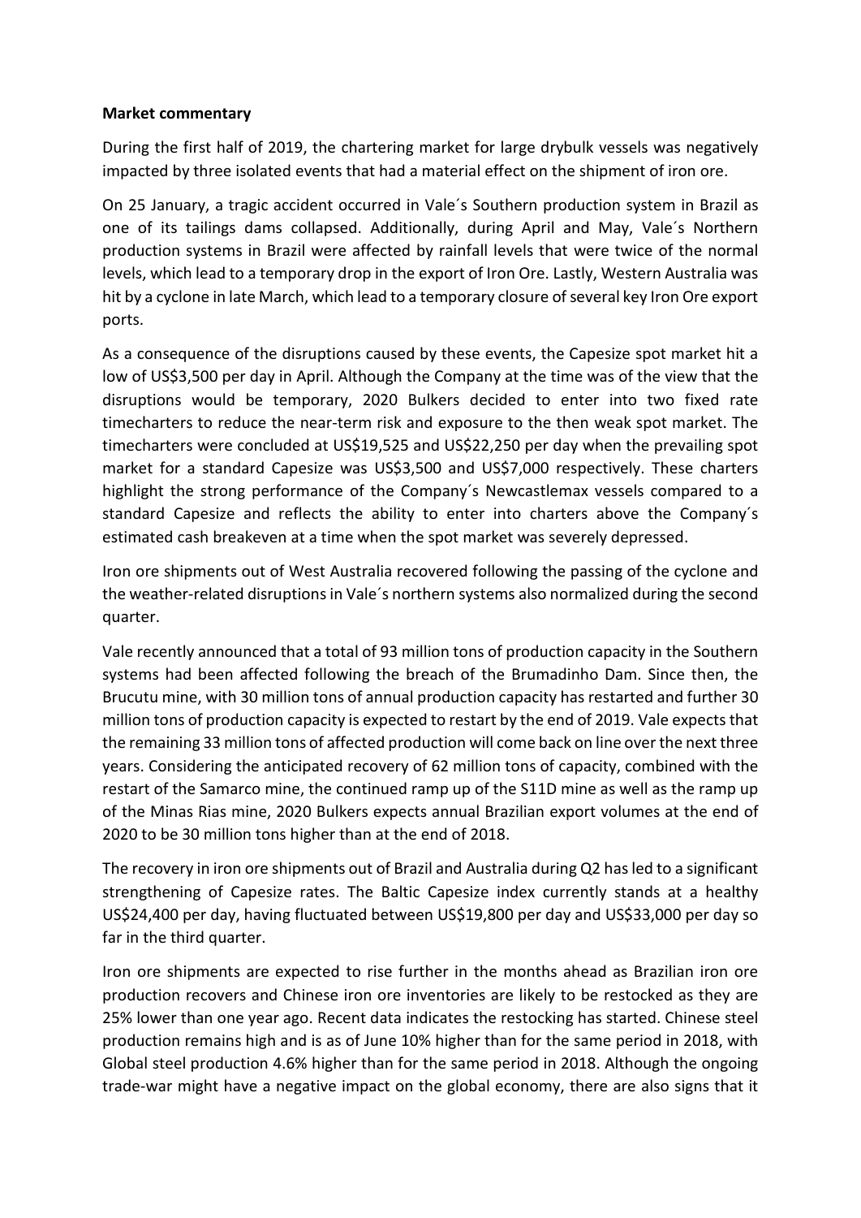**Market commentary**

During the first half of 2019, the chartering market for large drybulk vessels was negatively impacted by three isolated events that had a material effect on the shipment of iron ore.

On 25 January, a tragic accident occurred in Vale´s Southern production system in Brazil as one of its tailings dams collapsed. Additionally, during April and May, Vale´s Northern production systems in Brazil were affected by rainfall levels that were twice of the normal levels, which lead to a temporary drop in the export of Iron Ore. Lastly, Western Australia was hit by a cyclone in late March, which lead to a temporary closure of several key Iron Ore export ports.

As a consequence of the disruptions caused by these events, the Capesize spot market hit a low of US$3,500 per day in April. Although the Company at the time was of the view that the disruptions would be temporary, 2020 Bulkers decided to enter into two fixed rate timecharters to reduce the near-term risk and exposure to the then weak spot market. The timecharters were concluded at US$19,525 and US$22,250 per day when the prevailing spot market for a standard Capesize was US$3,500 and US$7,000 respectively. These charters highlight the strong performance of the Company´s Newcastlemax vessels compared to a standard Capesize and reflects the ability to enter into charters above the Company´s estimated cash breakeven at a time when the spot market was severely depressed.

Iron ore shipments out of West Australia recovered following the passing of the cyclone and the weather-related disruptions in Vale´s northern systems also normalized during the second quarter.

Vale recently announced that a total of 93 million tons of production capacity in the Southern systems had been affected following the breach of the Brumadinho Dam. Since then, the Brucutu mine, with 30 million tons of annual production capacity has restarted and further 30 million tons of production capacity is expected to restart by the end of 2019. Vale expects that the remaining 33 million tons of affected production will come back on line over the next three years. Considering the anticipated recovery of 62 million tons of capacity, combined with the restart of the Samarco mine, the continued ramp up of the S11D mine as well as the ramp up of the Minas Rias mine, 2020 Bulkers expects annual Brazilian export volumes at the end of 2020 to be 30 million tons higher than at the end of 2018.

The recovery in iron ore shipments out of Brazil and Australia during Q2 has led to a significant strengthening of Capesize rates. The Baltic Capesize index currently stands at a healthy US$24,400 per day, having fluctuated between US$19,800 per day and US$33,000 per day so far in the third quarter.

Iron ore shipments are expected to rise further in the months ahead as Brazilian iron ore production recovers and Chinese iron ore inventories are likely to be restocked as they are 25% lower than one year ago. Recent data indicates the restocking has started. Chinese steel production remains high and is as of June 10% higher than for the same period in 2018, with Global steel production 4.6% higher than for the same period in 2018. Although the ongoing trade-war might have a negative impact on the global economy, there are also signs that it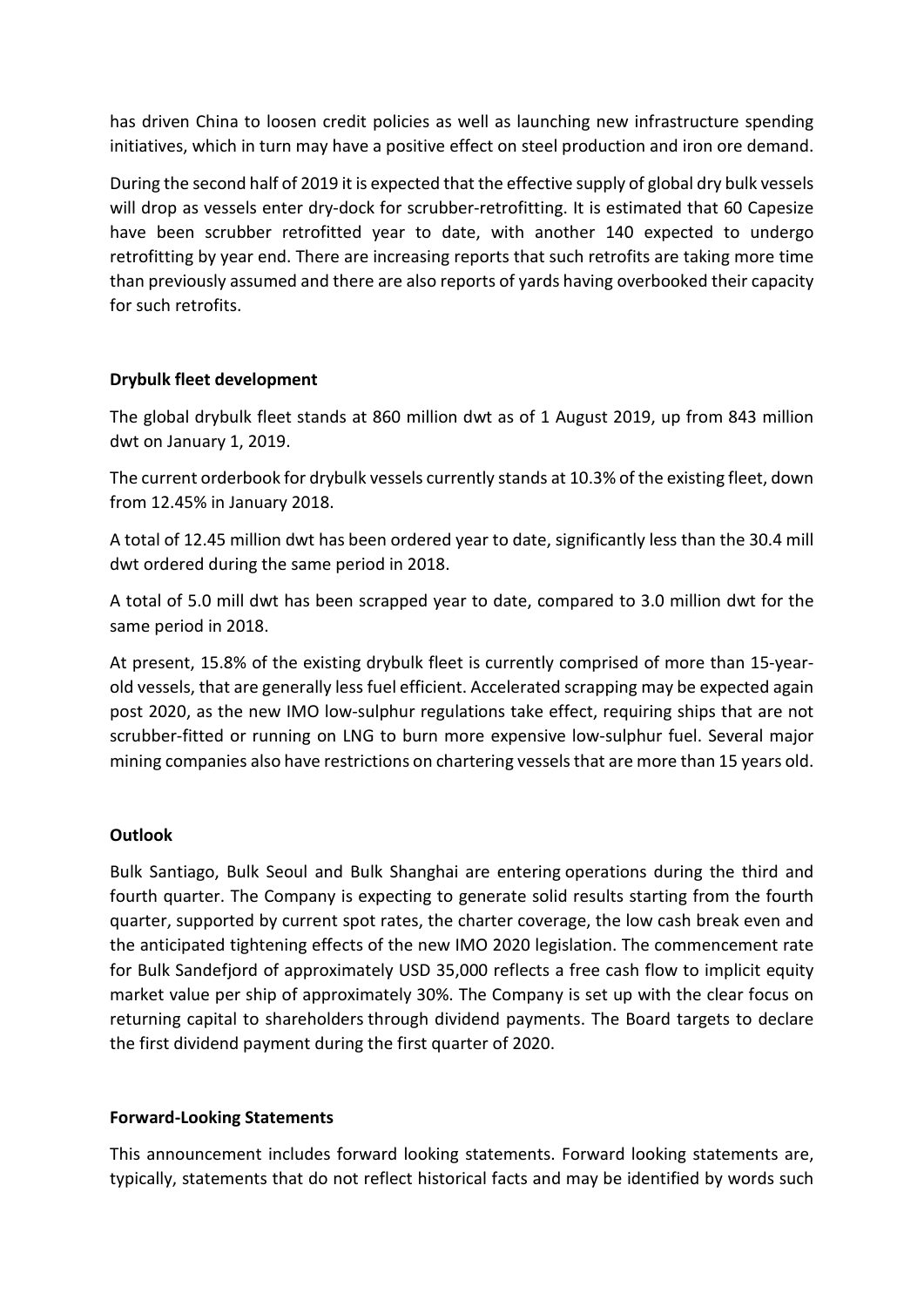has driven China to loosen credit policies as well as launching new infrastructure spending initiatives, which in turn may have a positive effect on steel production and iron ore demand.

During the second half of 2019 it is expected that the effective supply of global dry bulk vessels will drop as vessels enter dry-dock for scrubber-retrofitting. It is estimated that 60 Capesize have been scrubber retrofitted year to date, with another 140 expected to undergo retrofitting by year end. There are increasing reports that such retrofits are taking more time than previously assumed and there are also reports of yards having overbooked their capacity for such retrofits.

**Drybulk fleet development**

The global drybulk fleet stands at 860 million dwt as of 1 August 2019, up from 843 million dwt on January 1, 2019.

The current orderbook for drybulk vessels currently stands at 10.3% of the existing fleet, down from 12.45% in January 2018.

A total of 12.45 million dwt has been ordered year to date, significantly less than the 30.4 mill dwt ordered during the same period in 2018.

A total of 5.0 mill dwt has been scrapped year to date, compared to 3.0 million dwt for the same period in 2018.

At present, 15.8% of the existing drybulk fleet is currently comprised of more than 15-year-old vessels, that are generally less fuel efficient. Accelerated scrapping may be expected again post 2020, as the new IMO low-sulphur regulations take effect, requiring ships that are not scrubber-fitted or running on LNG to burn more expensive low-sulphur fuel. Several major mining companies also have restrictions on chartering vessels that are more than 15 years old.

**Outlook**

Bulk Santiago, Bulk Seoul and Bulk Shanghai are entering operations during the third and fourth quarter. The Company is expecting to generate solid results starting from the fourth quarter, supported by current spot rates, the charter coverage, the low cash break even and the anticipated tightening effects of the new IMO 2020 legislation. The commencement rate for Bulk Sandefjord of approximately USD 35,000 reflects a free cash flow to implicit equity market value per ship of approximately 30%. The Company is set up with the clear focus on returning capital to shareholders through dividend payments. The Board targets to declare the first dividend payment during the first quarter of 2020.

**Forward-Looking Statements**

This announcement includes forward looking statements. Forward looking statements are, typically, statements that do not reflect historical facts and may be identified by words such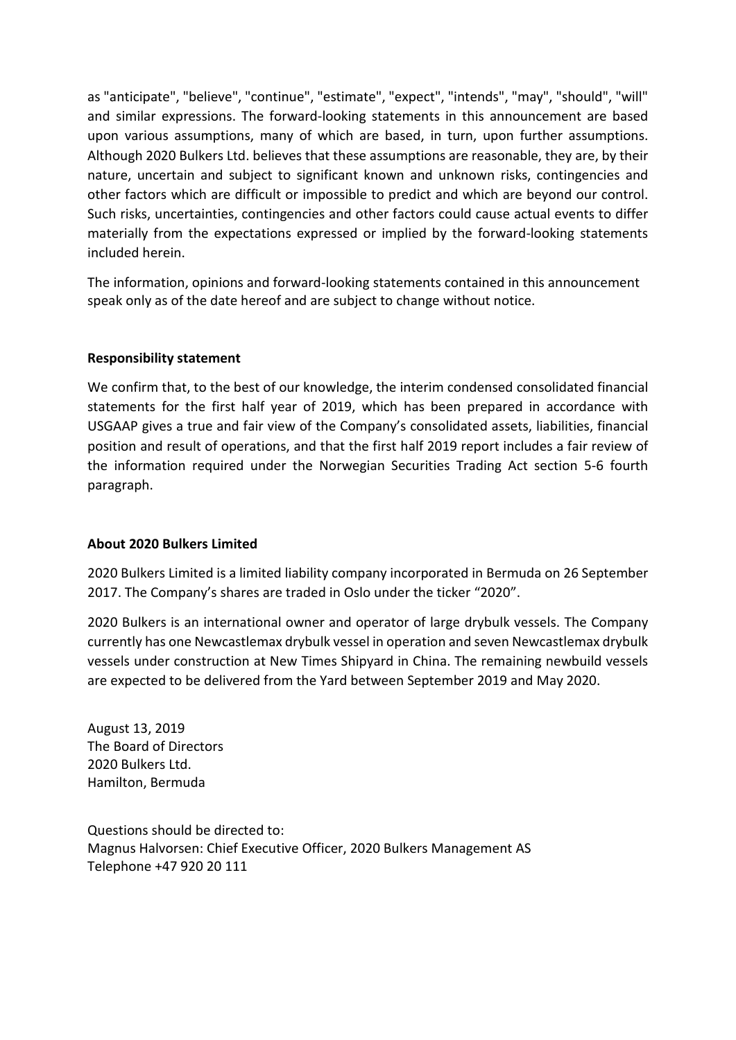as "anticipate", "believe", "continue", "estimate", "expect", "intends", "may", "should", "will" and similar expressions. The forward-looking statements in this announcement are based upon various assumptions, many of which are based, in turn, upon further assumptions. Although 2020 Bulkers Ltd. believes that these assumptions are reasonable, they are, by their nature, uncertain and subject to significant known and unknown risks, contingencies and other factors which are difficult or impossible to predict and which are beyond our control. Such risks, uncertainties, contingencies and other factors could cause actual events to differ materially from the expectations expressed or implied by the forward-looking statements included herein.

The information, opinions and forward-looking statements contained in this announcement speak only as of the date hereof and are subject to change without notice.

**Responsibility statement**

We confirm that, to the best of our knowledge, the interim condensed consolidated financial statements for the first half year of 2019, which has been prepared in accordance with USGAAP gives a true and fair view of the Company's consolidated assets, liabilities, financial position and result of operations, and that the first half 2019 report includes a fair review of the information required under the Norwegian Securities Trading Act section 5-6 fourth paragraph.

**About 2020 Bulkers Limited**

2020 Bulkers Limited is a limited liability company incorporated in Bermuda on 26 September 2017. The Company's shares are traded in Oslo under the ticker "2020".

2020 Bulkers is an international owner and operator of large drybulk vessels. The Company currently has one Newcastlemax drybulk vessel in operation and seven Newcastlemax drybulk vessels under construction at New Times Shipyard in China. The remaining newbuild vessels are expected to be delivered from the Yard between September 2019 and May 2020.

August 13, 2019
The Board of Directors
2020 Bulkers Ltd.
Hamilton, Bermuda

Questions should be directed to:
Magnus Halvorsen: Chief Executive Officer, 2020 Bulkers Management AS
Telephone +47 920 20 111